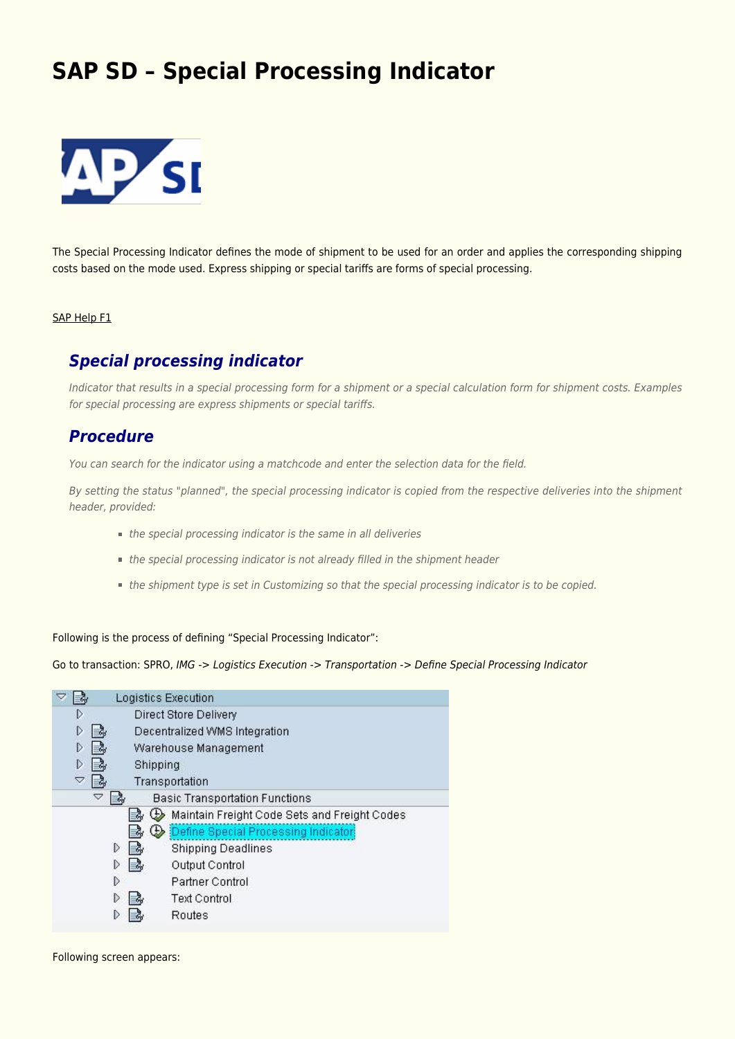# SAP SD – Special Processing Indicator

The Special Processing Indicator defines the mode of shipment to be used for an order and applies the corresponding shipping costs based on the mode used. Express shipping or special tariffs are forms of special processing.

SAP Help F1

## *Special processing indicator*

*Indicator that results in a special processing form for a shipment or a special calculation form for shipment costs. Examples for special processing are express shipments or special tariffs.*

## *Procedure*

*You can search for the indicator using a matchcode and enter the selection data for the field.*

*By setting the status "planned", the special processing indicator is copied from the respective deliveries into the shipment header, provided:*

- *the special processing indicator is the same in all deliveries*
- *the special processing indicator is not already filled in the shipment header*
- *the shipment type is set in Customizing so that the special processing indicator is to be copied.*

Following is the process of defining "Special Processing Indicator":

Go to transaction: SPRO, *IMG -> Logistics Execution -> Transportation -> Define Special Processing Indicator*

Following screen appears: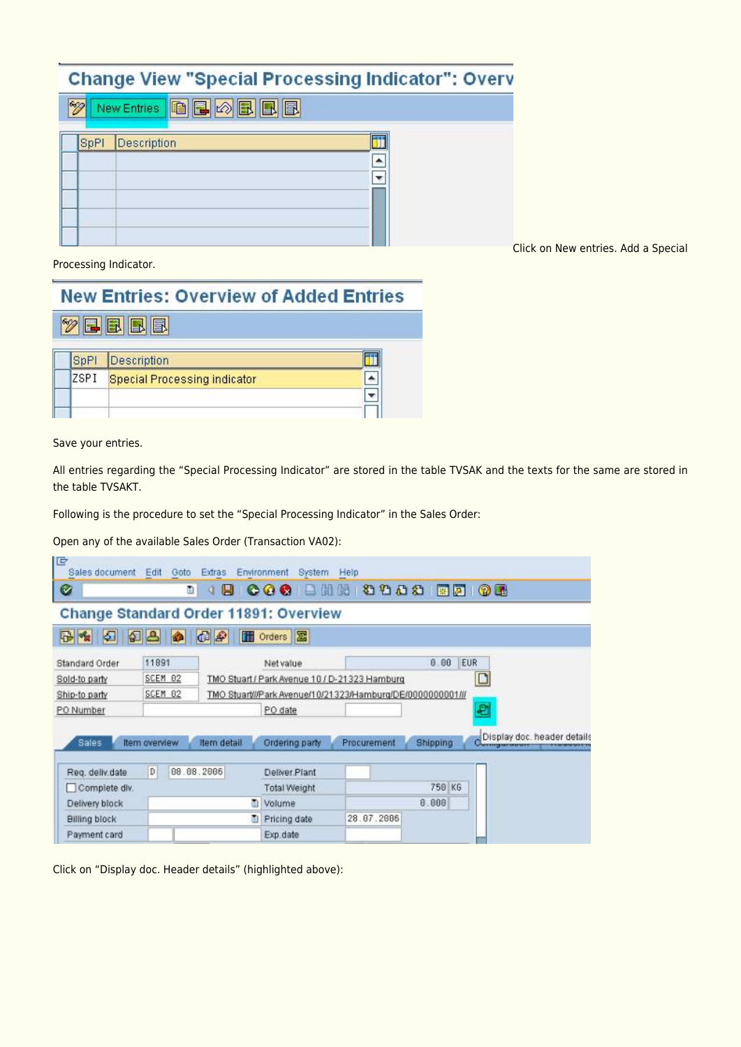Click on New entries. Add a Special Processing Indicator.

Save your entries.

All entries regarding the “Special Processing Indicator” are stored in the table TVSAK and the texts for the same are stored in the table TVSAKT.

Following is the procedure to set the “Special Processing Indicator” in the Sales Order:

Open any of the available Sales Order (Transaction VA02):

Click on “Display doc. Header details” (highlighted above):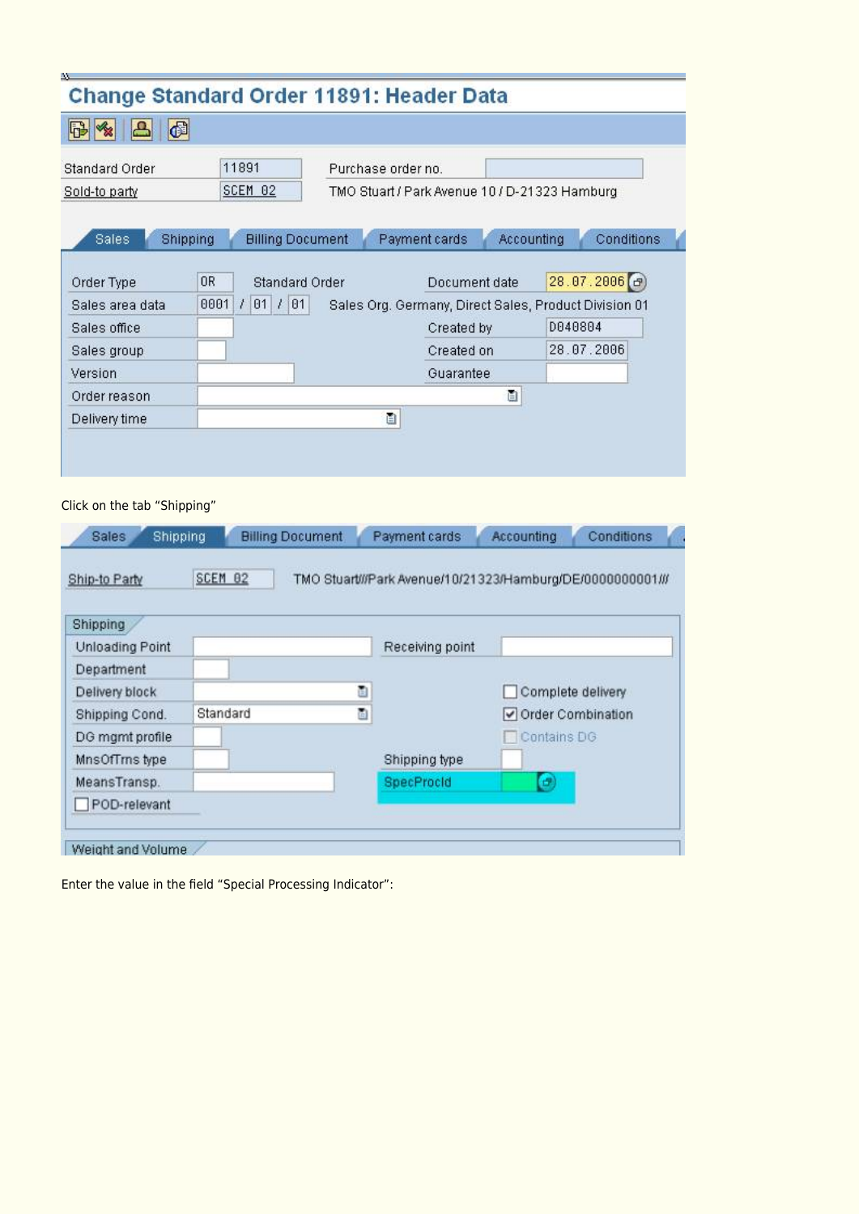## Change Standard Order 11891: Header Data

| | | | |
|---|---|---|---|
| Standard Order | 11891 | Purchase order no. | |
| Sold-to party | SCEM 02 | TMO Stuart / Park Avenue 10 / D-21323 Hamburg | |

Sales | Shipping | Billing Document | Payment cards | Accounting | Conditions

| | | | | |
|---|---|---|---|---|
| Order Type | OR | Standard Order | Document date | 28.07.2006 |
| Sales area data | 0001 / 01 / 01 | Sales Org. Germany, Direct Sales, Product Division 01 | | |
| Sales office | | | Created by | D040804 |
| Sales group | | | Created on | 28.07.2006 |
| Version | | | Guarantee | |
| Order reason | | | | |
| Delivery time | | | | |

Click on the tab "Shipping"

Sales | Shipping | Billing Document | Payment cards | Accounting | Conditions

Ship-to Party: SCEM 02 — TMO Stuart///Park Avenue/10/21323/Hamburg/DE/0000000001///

**Shipping**

| | | | |
|---|---|---|---|
| Unloading Point | | Receiving point | |
| Department | | | |
| Delivery block | | | ☐ Complete delivery |
| Shipping Cond. | Standard | | ☑ Order Combination |
| DG mgmt profile | | | ☐ Contains DG |
| MnsOfTrns type | | Shipping type | |
| MeansTransp. | | SpecProcId | |
| ☐ POD-relevant | | | |

Weight and Volume

Enter the value in the field "Special Processing Indicator":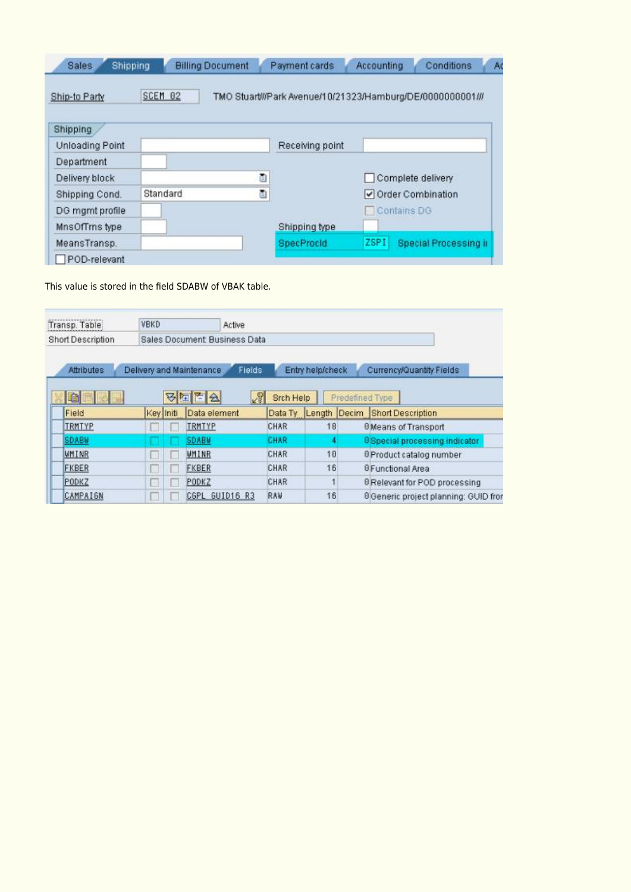This value is stored in the field SDABW of VBAK table.